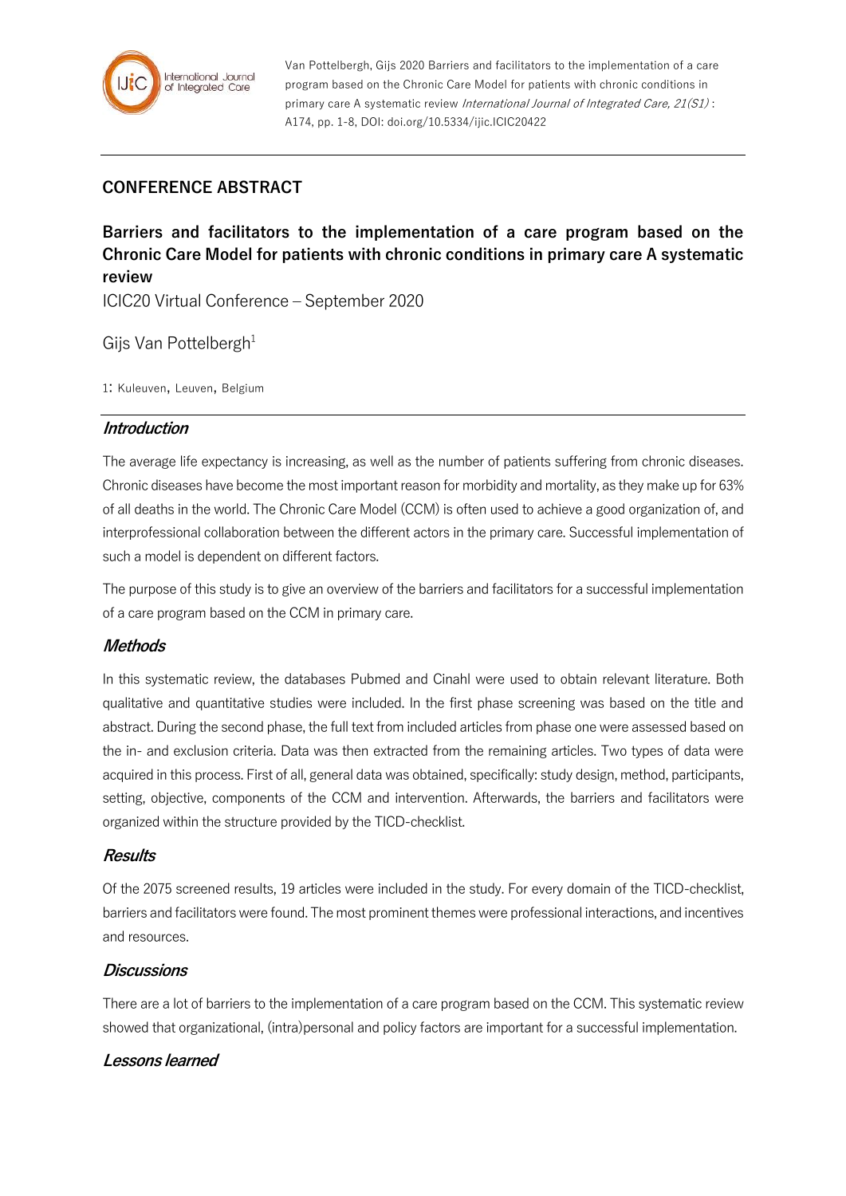## CONFERENCE ABSTRACT

# Barriers and facilitators to the implementation of a care program based on the Chronic Care Model for patients with chronic conditions in primary care A systematic review

ICIC20 Virtual Conference – September 2020

Gijs Van Pottelbergh[1]

1: Kuleuven, Leuven, Belgium

### *Introduction*

The average life expectancy is increasing, as well as the number of patients suffering from chronic diseases. Chronic diseases have become the most important reason for morbidity and mortality, as they make up for 63% of all deaths in the world. The Chronic Care Model (CCM) is often used to achieve a good organization of, and interprofessional collaboration between the different actors in the primary care. Successful implementation of such a model is dependent on different factors.

The purpose of this study is to give an overview of the barriers and facilitators for a successful implementation of a care program based on the CCM in primary care.

### *Methods*

In this systematic review, the databases Pubmed and Cinahl were used to obtain relevant literature. Both qualitative and quantitative studies were included. In the first phase screening was based on the title and abstract. During the second phase, the full text from included articles from phase one were assessed based on the in- and exclusion criteria. Data was then extracted from the remaining articles. Two types of data were acquired in this process. First of all, general data was obtained, specifically: study design, method, participants, setting, objective, components of the CCM and intervention. Afterwards, the barriers and facilitators were organized within the structure provided by the TICD-checklist.

### *Results*

Of the 2075 screened results, 19 articles were included in the study. For every domain of the TICD-checklist, barriers and facilitators were found. The most prominent themes were professional interactions, and incentives and resources.

### *Discussions*

There are a lot of barriers to the implementation of a care program based on the CCM. This systematic review showed that organizational, (intra)personal and policy factors are important for a successful implementation.

### *Lessons learned*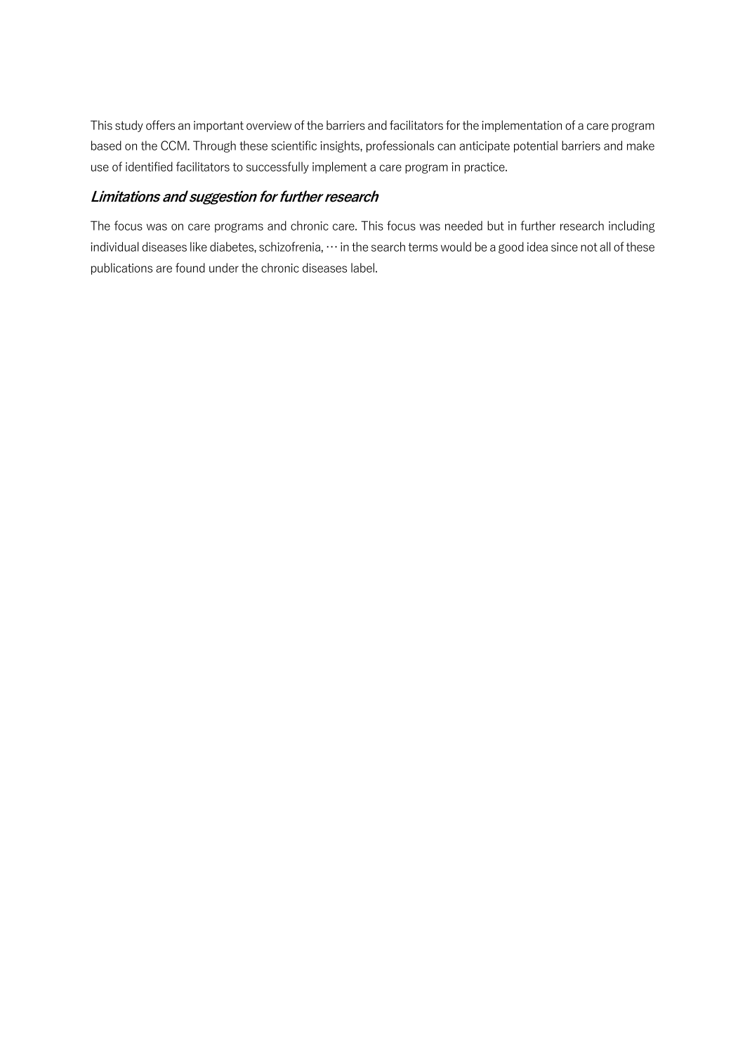This study offers an important overview of the barriers and facilitators for the implementation of a care program based on the CCM. Through these scientific insights, professionals can anticipate potential barriers and make use of identified facilitators to successfully implement a care program in practice.

### *Limitations and suggestion for further research*

The focus was on care programs and chronic care. This focus was needed but in further research including individual diseases like diabetes, schizofrenia, … in the search terms would be a good idea since not all of these publications are found under the chronic diseases label.